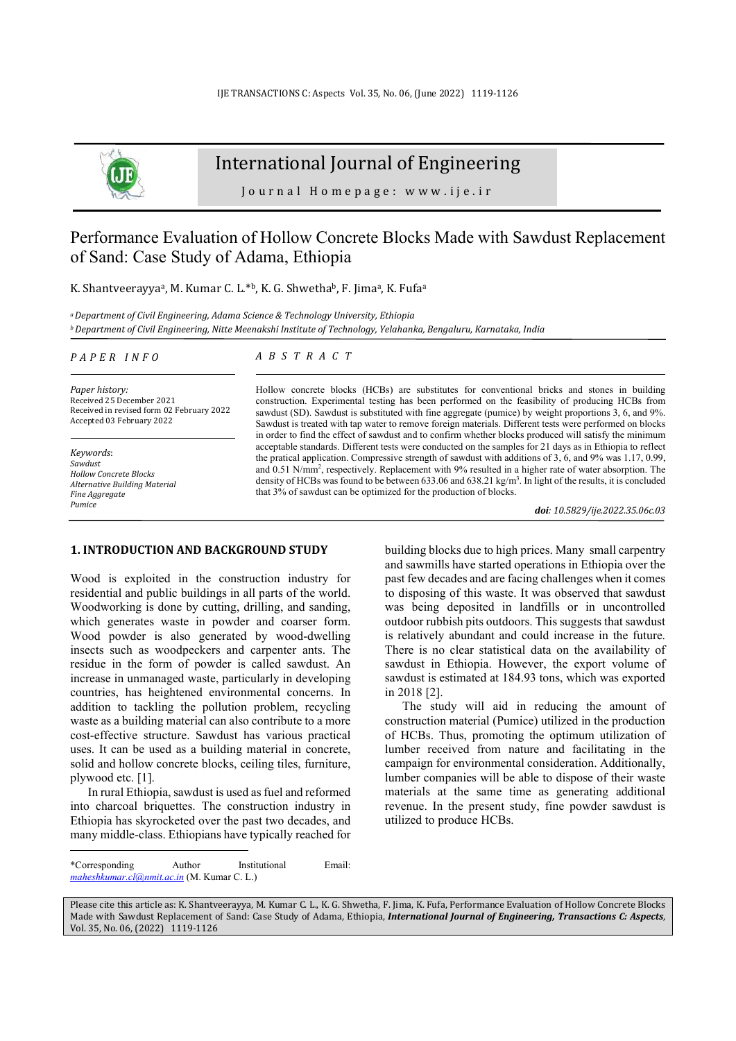# International Journal of Engineering

Journal Homepage: www.ije.ir

# Performance Evaluation of Hollow Concrete Blocks Made with Sawdust Replacement of Sand: Case Study of Adama, Ethiopia

K. Shantveerayya[a], M. Kumar C. L.*[b], K. G. Shwetha[b], F. Jima[a], K. Fufa[a]

[a] *Department of Civil Engineering, Adama Science & Technology University, Ethiopia*
[b] *Department of Civil Engineering, Nitte Meenakshi Institute of Technology, Yelahanka, Bengaluru, Karnataka, India*

## PAPER INFO

*Paper history:*
Received 25 December 2021
Received in revised form 02 February 2022
Accepted 03 February 2022

*Keywords*:
*Sawdust*
*Hollow Concrete Blocks*
*Alternative Building Material*
*Fine Aggregate*
*Pumice*

## ABSTRACT

Hollow concrete blocks (HCBs) are substitutes for conventional bricks and stones in building construction. Experimental testing has been performed on the feasibility of producing HCBs from sawdust (SD). Sawdust is substituted with fine aggregate (pumice) by weight proportions 3, 6, and 9%. Sawdust is treated with tap water to remove foreign materials. Different tests were performed on blocks in order to find the effect of sawdust and to confirm whether blocks produced will satisfy the minimum acceptable standards. Different tests were conducted on the samples for 21 days as in Ethiopia to reflect the pratical application. Compressive strength of sawdust with additions of 3, 6, and 9% was 1.17, 0.99, and 0.51 N/mm$^2$, respectively. Replacement with 9% resulted in a higher rate of water absorption. The density of HCBs was found to be between 633.06 and 638.21 kg/m$^3$. In light of the results, it is concluded that 3% of sawdust can be optimized for the production of blocks.

***doi**: 10.5829/ije.2022.35.06c.03*

## 1. INTRODUCTION AND BACKGROUND STUDY

Wood is exploited in the construction industry for residential and public buildings in all parts of the world. Woodworking is done by cutting, drilling, and sanding, which generates waste in powder and coarser form. Wood powder is also generated by wood-dwelling insects such as woodpeckers and carpenter ants. The residue in the form of powder is called sawdust. An increase in unmanaged waste, particularly in developing countries, has heightened environmental concerns. In addition to tackling the pollution problem, recycling waste as a building material can also contribute to a more cost-effective structure. Sawdust has various practical uses. It can be used as a building material in concrete, solid and hollow concrete blocks, ceiling tiles, furniture, plywood etc. [1].

In rural Ethiopia, sawdust is used as fuel and reformed into charcoal briquettes. The construction industry in Ethiopia has skyrocketed over the past two decades, and many middle-class. Ethiopians have typically reached for building blocks due to high prices. Many small carpentry and sawmills have started operations in Ethiopia over the past few decades and are facing challenges when it comes to disposing of this waste. It was observed that sawdust was being deposited in landfills or in uncontrolled outdoor rubbish pits outdoors. This suggests that sawdust is relatively abundant and could increase in the future. There is no clear statistical data on the availability of sawdust in Ethiopia. However, the export volume of sawdust is estimated at 184.93 tons, which was exported in 2018 [2].

The study will aid in reducing the amount of construction material (Pumice) utilized in the production of HCBs. Thus, promoting the optimum utilization of lumber received from nature and facilitating in the campaign for environmental consideration. Additionally, lumber companies will be able to dispose of their waste materials at the same time as generating additional revenue. In the present study, fine powder sawdust is utilized to produce HCBs.

*Corresponding Author Institutional Email: *maheshkumar.cl@nmit.ac.in* (M. Kumar C. L.)

Please cite this article as: K. Shantveerayya, M. Kumar C. L., K. G. Shwetha, F. Jima, K. Fufa, Performance Evaluation of Hollow Concrete Blocks Made with Sawdust Replacement of Sand: Case Study of Adama, Ethiopia, ***International Journal of Engineering, Transactions C: Aspects***, Vol. 35, No. 06, (2022) 1119-1126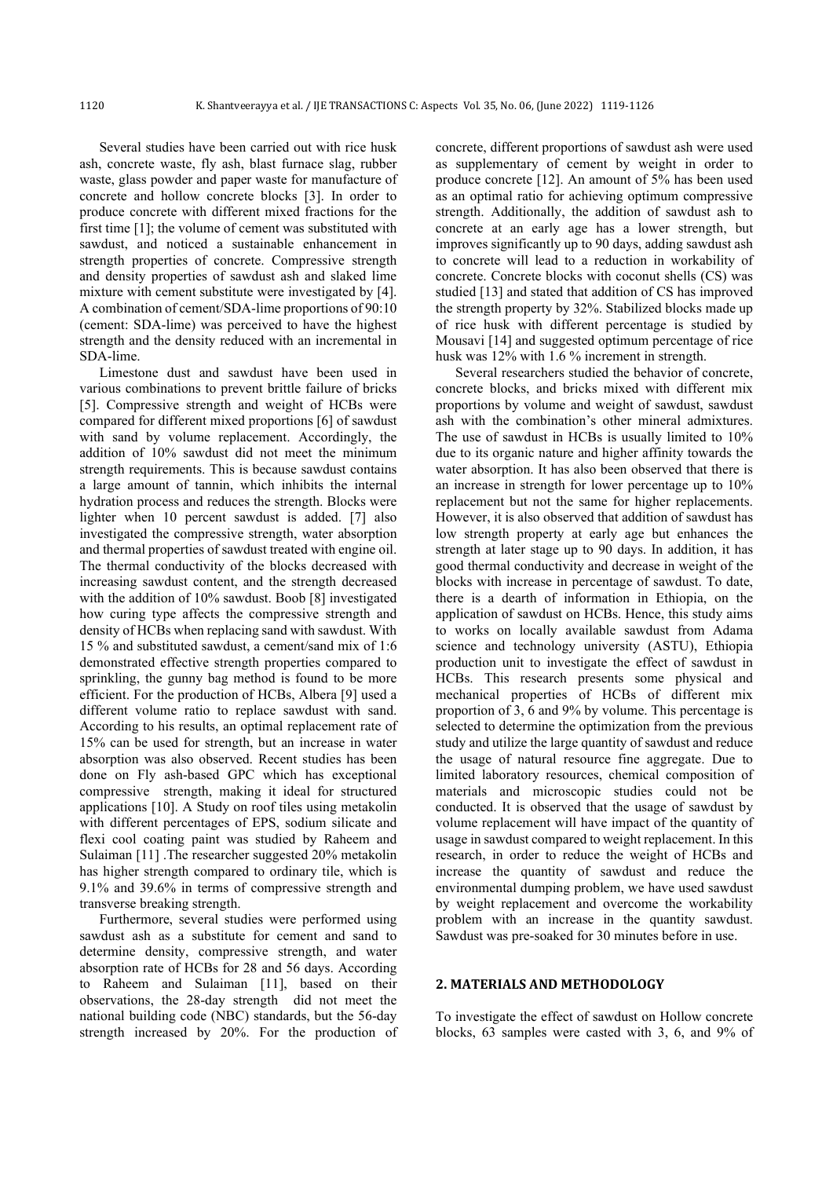Several studies have been carried out with rice husk ash, concrete waste, fly ash, blast furnace slag, rubber waste, glass powder and paper waste for manufacture of concrete and hollow concrete blocks [3]. In order to produce concrete with different mixed fractions for the first time [1]; the volume of cement was substituted with sawdust, and noticed a sustainable enhancement in strength properties of concrete. Compressive strength and density properties of sawdust ash and slaked lime mixture with cement substitute were investigated by [4]. A combination of cement/SDA-lime proportions of 90:10 (cement: SDA-lime) was perceived to have the highest strength and the density reduced with an incremental in SDA-lime.

Limestone dust and sawdust have been used in various combinations to prevent brittle failure of bricks [5]. Compressive strength and weight of HCBs were compared for different mixed proportions [6] of sawdust with sand by volume replacement. Accordingly, the addition of 10% sawdust did not meet the minimum strength requirements. This is because sawdust contains a large amount of tannin, which inhibits the internal hydration process and reduces the strength. Blocks were lighter when 10 percent sawdust is added. [7] also investigated the compressive strength, water absorption and thermal properties of sawdust treated with engine oil. The thermal conductivity of the blocks decreased with increasing sawdust content, and the strength decreased with the addition of 10% sawdust. Boob [8] investigated how curing type affects the compressive strength and density of HCBs when replacing sand with sawdust. With 15 % and substituted sawdust, a cement/sand mix of 1:6 demonstrated effective strength properties compared to sprinkling, the gunny bag method is found to be more efficient. For the production of HCBs, Albera [9] used a different volume ratio to replace sawdust with sand. According to his results, an optimal replacement rate of 15% can be used for strength, but an increase in water absorption was also observed. Recent studies has been done on Fly ash-based GPC which has exceptional compressive strength, making it ideal for structured applications [10]. A Study on roof tiles using metakolin with different percentages of EPS, sodium silicate and flexi cool coating paint was studied by Raheem and Sulaiman [11] .The researcher suggested 20% metakolin has higher strength compared to ordinary tile, which is 9.1% and 39.6% in terms of compressive strength and transverse breaking strength.

Furthermore, several studies were performed using sawdust ash as a substitute for cement and sand to determine density, compressive strength, and water absorption rate of HCBs for 28 and 56 days. According to Raheem and Sulaiman [11], based on their observations, the 28-day strength did not meet the national building code (NBC) standards, but the 56-day strength increased by 20%. For the production of concrete, different proportions of sawdust ash were used as supplementary of cement by weight in order to produce concrete [12]. An amount of 5% has been used as an optimal ratio for achieving optimum compressive strength. Additionally, the addition of sawdust ash to concrete at an early age has a lower strength, but improves significantly up to 90 days, adding sawdust ash to concrete will lead to a reduction in workability of concrete. Concrete blocks with coconut shells (CS) was studied [13] and stated that addition of CS has improved the strength property by 32%. Stabilized blocks made up of rice husk with different percentage is studied by Mousavi [14] and suggested optimum percentage of rice husk was 12% with 1.6 % increment in strength.

Several researchers studied the behavior of concrete, concrete blocks, and bricks mixed with different mix proportions by volume and weight of sawdust, sawdust ash with the combination's other mineral admixtures. The use of sawdust in HCBs is usually limited to 10% due to its organic nature and higher affinity towards the water absorption. It has also been observed that there is an increase in strength for lower percentage up to 10% replacement but not the same for higher replacements. However, it is also observed that addition of sawdust has low strength property at early age but enhances the strength at later stage up to 90 days. In addition, it has good thermal conductivity and decrease in weight of the blocks with increase in percentage of sawdust. To date, there is a dearth of information in Ethiopia, on the application of sawdust on HCBs. Hence, this study aims to works on locally available sawdust from Adama science and technology university (ASTU), Ethiopia production unit to investigate the effect of sawdust in HCBs. This research presents some physical and mechanical properties of HCBs of different mix proportion of 3, 6 and 9% by volume. This percentage is selected to determine the optimization from the previous study and utilize the large quantity of sawdust and reduce the usage of natural resource fine aggregate. Due to limited laboratory resources, chemical composition of materials and microscopic studies could not be conducted. It is observed that the usage of sawdust by volume replacement will have impact of the quantity of usage in sawdust compared to weight replacement. In this research, in order to reduce the weight of HCBs and increase the quantity of sawdust and reduce the environmental dumping problem, we have used sawdust by weight replacement and overcome the workability problem with an increase in the quantity sawdust. Sawdust was pre-soaked for 30 minutes before in use.

## 2. MATERIALS AND METHODOLOGY

To investigate the effect of sawdust on Hollow concrete blocks, 63 samples were casted with 3, 6, and 9% of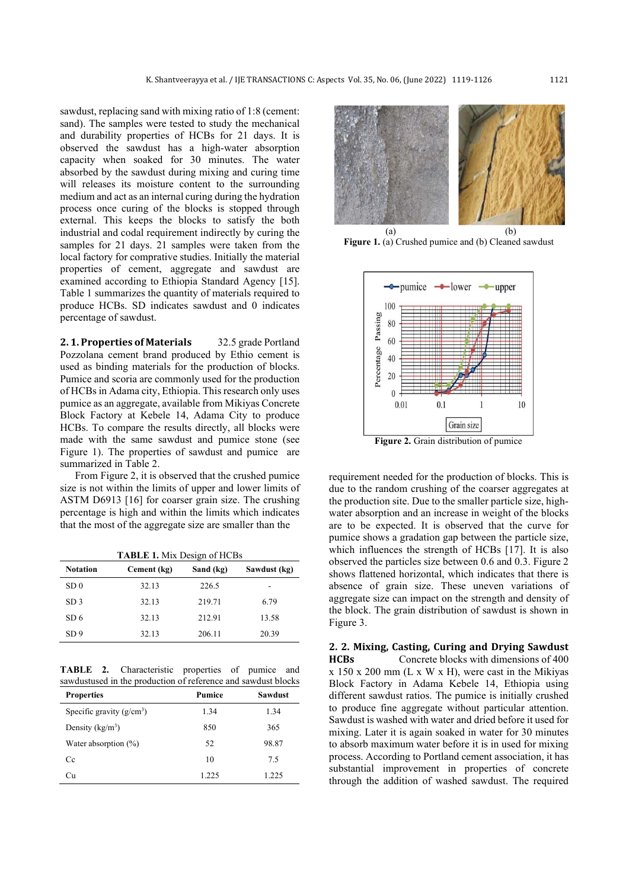sawdust, replacing sand with mixing ratio of 1:8 (cement: sand). The samples were tested to study the mechanical and durability properties of HCBs for 21 days. It is observed the sawdust has a high-water absorption capacity when soaked for 30 minutes. The water absorbed by the sawdust during mixing and curing time will releases its moisture content to the surrounding medium and act as an internal curing during the hydration process once curing of the blocks is stopped through external. This keeps the blocks to satisfy the both industrial and codal requirement indirectly by curing the samples for 21 days. 21 samples were taken from the local factory for comprative studies. Initially the material properties of cement, aggregate and sawdust are examined according to Ethiopia Standard Agency [15]. Table 1 summarizes the quantity of materials required to produce HCBs. SD indicates sawdust and 0 indicates percentage of sawdust.

**2. 1. Properties of Materials** 32.5 grade Portland Pozzolana cement brand produced by Ethio cement is used as binding materials for the production of blocks. Pumice and scoria are commonly used for the production of HCBs in Adama city, Ethiopia. This research only uses pumice as an aggregate, available from Mikiyas Concrete Block Factory at Kebele 14, Adama City to produce HCBs. To compare the results directly, all blocks were made with the same sawdust and pumice stone (see Figure 1). The properties of sawdust and pumice are summarized in Table 2.

From Figure 2, it is observed that the crushed pumice size is not within the limits of upper and lower limits of ASTM D6913 [16] for coarser grain size. The crushing percentage is high and within the limits which indicates that the most of the aggregate size are smaller than the requirement needed for the production of blocks. This is due to the random crushing of the coarser aggregates at the production site. Due to the smaller particle size, high-water absorption and an increase in weight of the blocks are to be expected. It is observed that the curve for pumice shows a gradation gap between the particle size, which influences the strength of HCBs [17]. It is also observed the particles size between 0.6 and 0.3. Figure 2 shows flattened horizontal, which indicates that there is absence of grain size. These uneven variations of aggregate size can impact on the strength and density of the block. The grain distribution of sawdust is shown in Figure 3.

**TABLE 1.** Mix Design of HCBs

| Notation | Cement (kg) | Sand (kg) | Sawdust (kg) |
|---|---|---|---|
| SD 0 | 32.13 | 226.5 | - |
| SD 3 | 32.13 | 219.71 | 6.79 |
| SD 6 | 32.13 | 212.91 | 13.58 |
| SD 9 | 32.13 | 206.11 | 20.39 |

**TABLE 2.** Characteristic properties of pumice and sawdustused in the production of reference and sawdust blocks

| Properties | Pumice | Sawdust |
|---|---|---|
| Specific gravity (g/cm$^3$) | 1.34 | 1.34 |
| Density (kg/m$^3$) | 850 | 365 |
| Water absorption (%) | 52 | 98.87 |
| Cc | 10 | 7.5 |
| Cu | 1.225 | 1.225 |

(a) (b)

**Figure 1.** (a) Crushed pumice and (b) Cleaned sawdust

**Figure 2.** Grain distribution of pumice

**2. 2. Mixing, Casting, Curing and Drying Sawdust HCBs** Concrete blocks with dimensions of 400 x 150 x 200 mm (L x W x H), were cast in the Mikiyas Block Factory in Adama Kebele 14, Ethiopia using different sawdust ratios. The pumice is initially crushed to produce fine aggregate without particular attention. Sawdust is washed with water and dried before it used for mixing. Later it is again soaked in water for 30 minutes to absorb maximum water before it is in used for mixing process. According to Portland cement association, it has substantial improvement in properties of concrete through the addition of washed sawdust. The required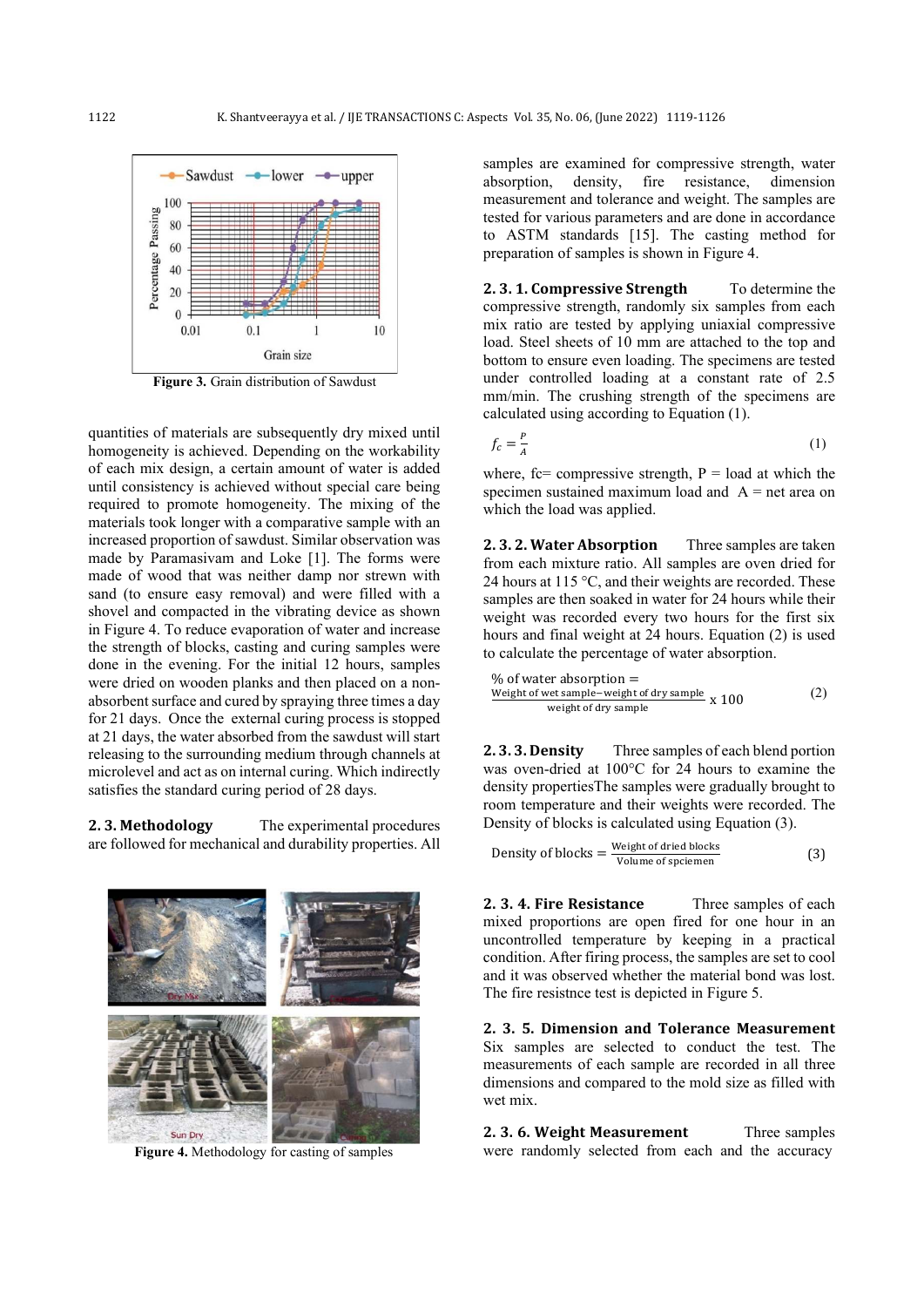Figure 3. Grain distribution of Sawdust

quantities of materials are subsequently dry mixed until homogeneity is achieved. Depending on the workability of each mix design, a certain amount of water is added until consistency is achieved without special care being required to promote homogeneity. The mixing of the materials took longer with a comparative sample with an increased proportion of sawdust. Similar observation was made by Paramasivam and Loke [1]. The forms were made of wood that was neither damp nor strewn with sand (to ensure easy removal) and were filled with a shovel and compacted in the vibrating device as shown in Figure 4. To reduce evaporation of water and increase the strength of blocks, casting and curing samples were done in the evening. For the initial 12 hours, samples were dried on wooden planks and then placed on a non-absorbent surface and cured by spraying three times a day for 21 days. Once the external curing process is stopped at 21 days, the water absorbed from the sawdust will start releasing to the surrounding medium through channels at microlevel and act as on internal curing. Which indirectly satisfies the standard curing period of 28 days.

**2. 3. Methodology** The experimental procedures are followed for mechanical and durability properties. All samples are examined for compressive strength, water absorption, density, fire resistance, dimension measurement and tolerance and weight. The samples are tested for various parameters and are done in accordance to ASTM standards [15]. The casting method for preparation of samples is shown in Figure 4.

Figure 4. Methodology for casting of samples

**2. 3. 1. Compressive Strength** To determine the compressive strength, randomly six samples from each mix ratio are tested by applying uniaxial compressive load. Steel sheets of 10 mm are attached to the top and bottom to ensure even loading. The specimens are tested under controlled loading at a constant rate of 2.5 mm/min. The crushing strength of the specimens are calculated using according to Equation (1).

$$f_c = \frac{P}{A} \tag{1}$$

where, fc= compressive strength, P = load at which the specimen sustained maximum load and A = net area on which the load was applied.

**2. 3. 2. Water Absorption** Three samples are taken from each mixture ratio. All samples are oven dried for 24 hours at 115 °C, and their weights are recorded. These samples are then soaked in water for 24 hours while their weight was recorded every two hours for the first six hours and final weight at 24 hours. Equation (2) is used to calculate the percentage of water absorption.

$$\% \text{ of water absorption} = \frac{\text{Weight of wet sample} - \text{weight of dry sample}}{\text{weight of dry sample}} \times 100 \tag{2}$$

**2. 3. 3. Density** Three samples of each blend portion was oven-dried at 100°C for 24 hours to examine the density propertiesThe samples were gradually brought to room temperature and their weights were recorded. The Density of blocks is calculated using Equation (3).

$$\text{Density of blocks} = \frac{\text{Weight of dried blocks}}{\text{Volume of spciemen}} \tag{3}$$

**2. 3. 4. Fire Resistance** Three samples of each mixed proportions are open fired for one hour in an uncontrolled temperature by keeping in a practical condition. After firing process, the samples are set to cool and it was observed whether the material bond was lost. The fire resistnce test is depicted in Figure 5.

**2. 3. 5. Dimension and Tolerance Measurement** Six samples are selected to conduct the test. The measurements of each sample are recorded in all three dimensions and compared to the mold size as filled with wet mix.

**2. 3. 6. Weight Measurement** Three samples were randomly selected from each and the accuracy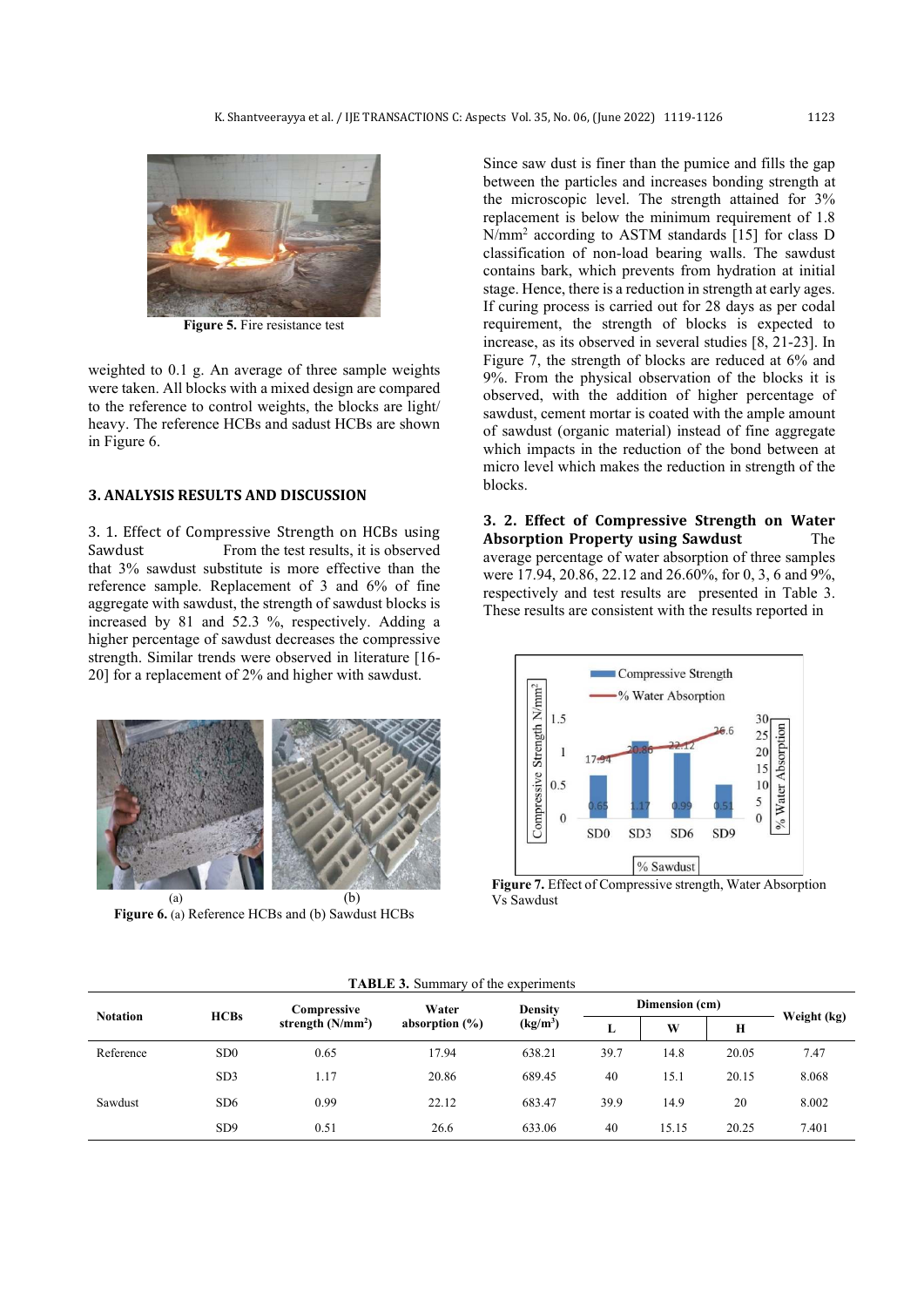Figure 5. Fire resistance test

weighted to 0.1 g. An average of three sample weights were taken. All blocks with a mixed design are compared to the reference to control weights, the blocks are light/heavy. The reference HCBs and sadust HCBs are shown in Figure 6.

## 3. ANALYSIS RESULTS AND DISCUSSION

### 3. 1. Effect of Compressive Strength on HCBs using Sawdust

From the test results, it is observed that 3% sawdust substitute is more effective than the reference sample. Replacement of 3 and 6% of fine aggregate with sawdust, the strength of sawdust blocks is increased by 81 and 52.3 %, respectively. Adding a higher percentage of sawdust decreases the compressive strength. Similar trends were observed in literature [16-20] for a replacement of 2% and higher with sawdust.

Figure 6. (a) Reference HCBs and (b) Sawdust HCBs

Since saw dust is finer than the pumice and fills the gap between the particles and increases bonding strength at the microscopic level. The strength attained for 3% replacement is below the minimum requirement of 1.8 $N/mm^2$ according to ASTM standards [15] for class D classification of non-load bearing walls. The sawdust contains bark, which prevents from hydration at initial stage. Hence, there is a reduction in strength at early ages. If curing process is carried out for 28 days as per codal requirement, the strength of blocks is expected to increase, as its observed in several studies [8, 21-23]. In Figure 7, the strength of blocks are reduced at 6% and 9%. From the physical observation of the blocks it is observed, with the addition of higher percentage of sawdust, cement mortar is coated with the ample amount of sawdust (organic material) instead of fine aggregate which impacts in the reduction of the bond between at micro level which makes the reduction in strength of the blocks.

### 3. 2. Effect of Compressive Strength on Water Absorption Property using Sawdust

The average percentage of water absorption of three samples were 17.94, 20.86, 22.12 and 26.60%, for 0, 3, 6 and 9%, respectively and test results are presented in Table 3. These results are consistent with the results reported in

Figure 7. Effect of Compressive strength, Water Absorption Vs Sawdust

TABLE 3. Summary of the experiments

| Notation | HCBs | Compressive strength ($N/mm^2$) | Water absorption (%) | Density ($kg/m^3$) | Dimension (cm) | | | Weight (kg) |
|---|---|---|---|---|---|---|---|---|
| | | | | | L | W | H | |
| Reference | SD0 | 0.65 | 17.94 | 638.21 | 39.7 | 14.8 | 20.05 | 7.47 |
| Sawdust | SD3 | 1.17 | 20.86 | 689.45 | 40 | 15.1 | 20.15 | 8.068 |
| | SD6 | 0.99 | 22.12 | 683.47 | 39.9 | 14.9 | 20 | 8.002 |
| | SD9 | 0.51 | 26.6 | 633.06 | 40 | 15.15 | 20.25 | 7.401 |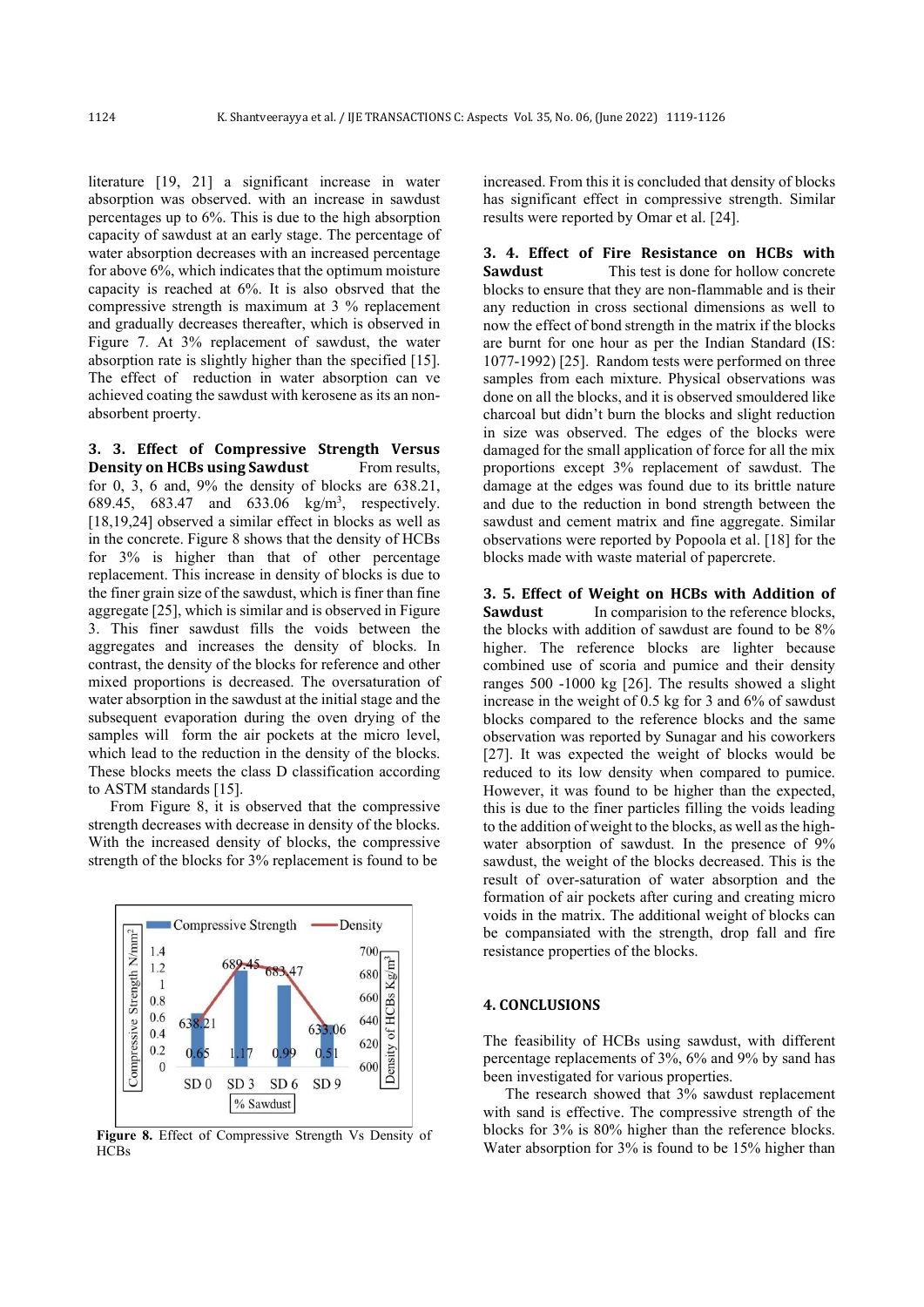literature [19, 21] a significant increase in water absorption was observed. with an increase in sawdust percentages up to 6%. This is due to the high absorption capacity of sawdust at an early stage. The percentage of water absorption decreases with an increased percentage for above 6%, which indicates that the optimum moisture capacity is reached at 6%. It is also obsrved that the compressive strength is maximum at 3 % replacement and gradually decreases thereafter, which is observed in Figure 7. At 3% replacement of sawdust, the water absorption rate is slightly higher than the specified [15]. The effect of reduction in water absorption can ve achieved coating the sawdust with kerosene as its an non-absorbent proerty.

**3. 3. Effect of Compressive Strength Versus Density on HCBs using Sawdust** From results, for 0, 3, 6 and, 9% the density of blocks are 638.21, 689.45, 683.47 and 633.06 kg/m$^3$, respectively. [18,19,24] observed a similar effect in blocks as well as in the concrete. Figure 8 shows that the density of HCBs for 3% is higher than that of other percentage replacement. This increase in density of blocks is due to the finer grain size of the sawdust, which is finer than fine aggregate [25], which is similar and is observed in Figure 3. This finer sawdust fills the voids between the aggregates and increases the density of blocks. In contrast, the density of the blocks for reference and other mixed proportions is decreased. The oversaturation of water absorption in the sawdust at the initial stage and the subsequent evaporation during the oven drying of the samples will form the air pockets at the micro level, which lead to the reduction in the density of the blocks. These blocks meets the class D classification according to ASTM standards [15].

From Figure 8, it is observed that the compressive strength decreases with decrease in density of the blocks. With the increased density of blocks, the compressive strength of the blocks for 3% replacement is found to be increased. From this it is concluded that density of blocks has significant effect in compressive strength. Similar results were reported by Omar et al. [24].

| % Sawdust | Compressive Strength (N/mm$^2$) | Density of HCBs (Kg/m$^3$) |
|---|---|---|
| SD 0 | 0.65 | 638.21 |
| SD 3 | 1.17 | 689.45 |
| SD 6 | 0.99 | 683.47 |
| SD 9 | 0.51 | 633.06 |

**Figure 8.** Effect of Compressive Strength Vs Density of HCBs

**3. 4. Effect of Fire Resistance on HCBs with Sawdust** This test is done for hollow concrete blocks to ensure that they are non-flammable and is their any reduction in cross sectional dimensions as well to now the effect of bond strength in the matrix if the blocks are burnt for one hour as per the Indian Standard (IS: 1077-1992) [25]. Random tests were performed on three samples from each mixture. Physical observations was done on all the blocks, and it is observed smouldered like charcoal but didn't burn the blocks and slight reduction in size was observed. The edges of the blocks were damaged for the small application of force for all the mix proportions except 3% replacement of sawdust. The damage at the edges was found due to its brittle nature and due to the reduction in bond strength between the sawdust and cement matrix and fine aggregate. Similar observations were reported by Popoola et al. [18] for the blocks made with waste material of papercrete.

**3. 5. Effect of Weight on HCBs with Addition of Sawdust** In comparision to the reference blocks, the blocks with addition of sawdust are found to be 8% higher. The reference blocks are lighter because combined use of scoria and pumice and their density ranges 500 -1000 kg [26]. The results showed a slight increase in the weight of 0.5 kg for 3 and 6% of sawdust blocks compared to the reference blocks and the same observation was reported by Sunagar and his coworkers [27]. It was expected the weight of blocks would be reduced to its low density when compared to pumice. However, it was found to be higher than the expected, this is due to the finer particles filling the voids leading to the addition of weight to the blocks, as well as the high-water absorption of sawdust. In the presence of 9% sawdust, the weight of the blocks decreased. This is the result of over-saturation of water absorption and the formation of air pockets after curing and creating micro voids in the matrix. The additional weight of blocks can be compansiated with the strength, drop fall and fire resistance properties of the blocks.

## 4. CONCLUSIONS

The feasibility of HCBs using sawdust, with different percentage replacements of 3%, 6% and 9% by sand has been investigated for various properties.

The research showed that 3% sawdust replacement with sand is effective. The compressive strength of the blocks for 3% is 80% higher than the reference blocks. Water absorption for 3% is found to be 15% higher than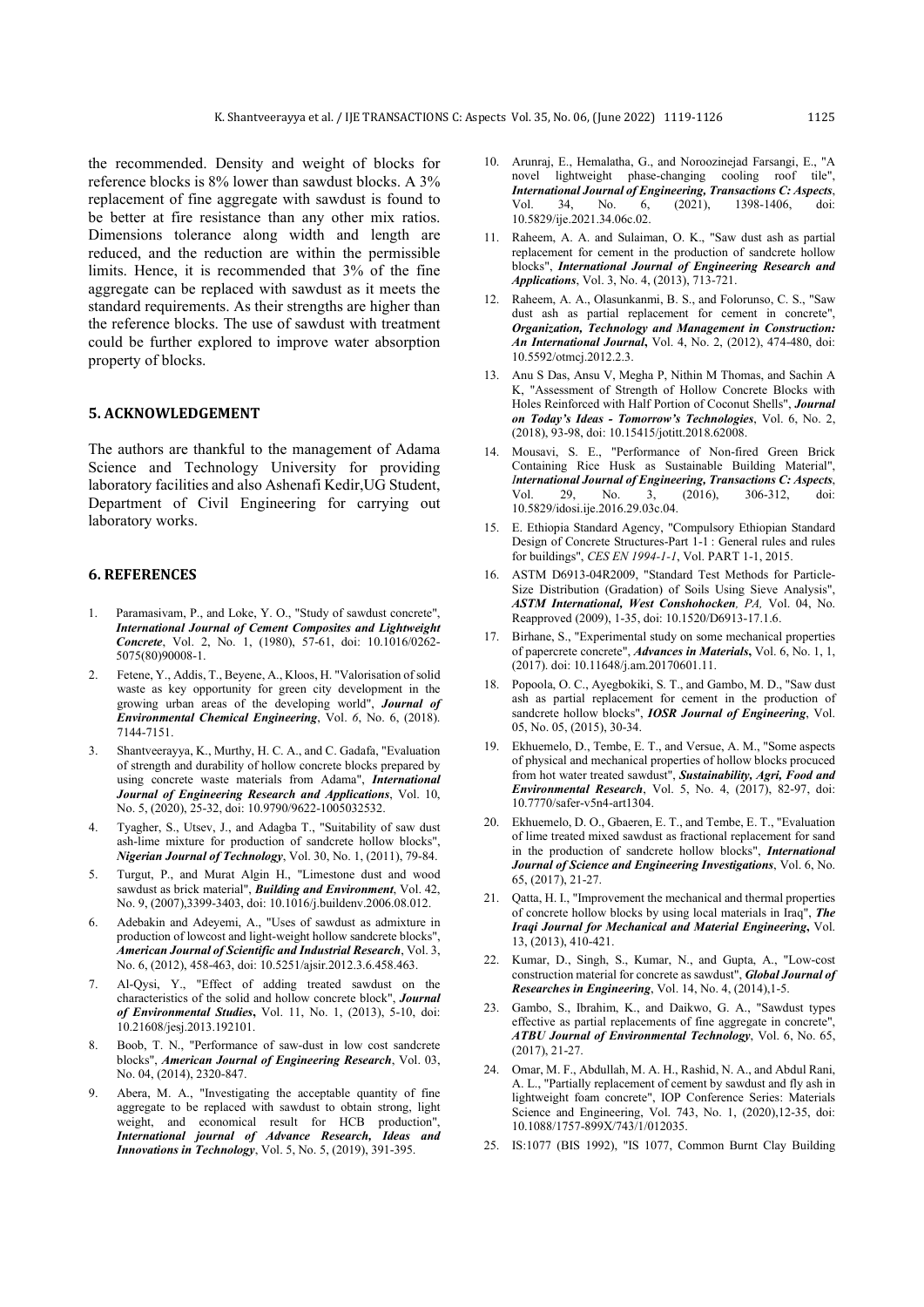the recommended. Density and weight of blocks for reference blocks is 8% lower than sawdust blocks. A 3% replacement of fine aggregate with sawdust is found to be better at fire resistance than any other mix ratios. Dimensions tolerance along width and length are reduced, and the reduction are within the permissible limits. Hence, it is recommended that 3% of the fine aggregate can be replaced with sawdust as it meets the standard requirements. As their strengths are higher than the reference blocks. The use of sawdust with treatment could be further explored to improve water absorption property of blocks.

## 5. ACKNOWLEDGEMENT

The authors are thankful to the management of Adama Science and Technology University for providing laboratory facilities and also Ashenafi Kedir,UG Student, Department of Civil Engineering for carrying out laboratory works.

## 6. REFERENCES

1. Paramasivam, P., and Loke, Y. O., "Study of sawdust concrete", ***International Journal of Cement Composites and Lightweight Concrete***, Vol. 2, No. 1, (1980), 57-61, doi: 10.1016/0262-5075(80)90008-1.
2. Fetene, Y., Addis, T., Beyene, A., Kloos, H. "Valorisation of solid waste as key opportunity for green city development in the growing urban areas of the developing world", ***Journal of Environmental Chemical Engineering***, Vol. *6*, No. 6, (2018). 7144-7151.
3. Shantveerayya, K., Murthy, H. C. A., and C. Gadafa, "Evaluation of strength and durability of hollow concrete blocks prepared by using concrete waste materials from Adama", ***International Journal of Engineering Research and Applications***, Vol. 10, No. 5, (2020), 25-32, doi: 10.9790/9622-1005032532.
4. Tyagher, S., Utsev, J., and Adagba T., "Suitability of saw dust ash-lime mixture for production of sandcrete hollow blocks", ***Nigerian Journal of Technology***, Vol. 30, No. 1, (2011), 79-84.
5. Turgut, P., and Murat Algin H., "Limestone dust and wood sawdust as brick material", ***Building and Environment***, Vol. 42, No. 9, (2007),3399-3403, doi: 10.1016/j.buildenv.2006.08.012.
6. Adebakin and Adeyemi, A., "Uses of sawdust as admixture in production of lowcost and light-weight hollow sandcrete blocks", ***American Journal of Scientific and Industrial Research***, Vol. 3, No. 6, (2012), 458-463, doi: 10.5251/ajsir.2012.3.6.458.463.
7. Al-Qysi, Y., "Effect of adding treated sawdust on the characteristics of the solid and hollow concrete block", ***Journal of Environmental Studies***, Vol. 11, No. 1, (2013), 5-10, doi: 10.21608/jesj.2013.192101.
8. Boob, T. N., "Performance of saw-dust in low cost sandcrete blocks", ***American Journal of Engineering Research***, Vol. 03, No. 04, (2014), 2320-847.
9. Abera, M. A., "Investigating the acceptable quantity of fine aggregate to be replaced with sawdust to obtain strong, light weight, and economical result for HCB production", ***International journal of Advance Research, Ideas and Innovations in Technology***, Vol. 5, No. 5, (2019), 391-395.
10. Arunraj, E., Hemalatha, G., and Noroozinejad Farsangi, E., "A novel lightweight phase-changing cooling roof tile", ***International Journal of Engineering, Transactions C: Aspects***, Vol. 34, No. 6, (2021), 1398-1406, doi: 10.5829/ije.2021.34.06c.02.
11. Raheem, A. A. and Sulaiman, O. K., "Saw dust ash as partial replacement for cement in the production of sandcrete hollow blocks", ***International Journal of Engineering Research and Applications***, Vol. 3, No. 4, (2013), 713-721.
12. Raheem, A. A., Olasunkanmi, B. S., and Folorunso, C. S., "Saw dust ash as partial replacement for cement in concrete", ***Organization, Technology and Management in Construction: An International Journal***, Vol. 4, No. 2, (2012), 474-480, doi: 10.5592/otmcj.2012.2.3.
13. Anu S Das, Ansu V, Megha P, Nithin M Thomas, and Sachin A K, "Assessment of Strength of Hollow Concrete Blocks with Holes Reinforced with Half Portion of Coconut Shells", ***Journal on Today's Ideas - Tomorrow's Technologies***, Vol. 6, No. 2, (2018), 93-98, doi: 10.15415/jotitt.2018.62008.
14. Mousavi, S. E., "Performance of Non-fired Green Brick Containing Rice Husk as Sustainable Building Material", ***International Journal of Engineering, Transactions C: Aspects***, Vol. 29, No. 3, (2016), 306-312, doi: 10.5829/idosi.ije.2016.29.03c.04.
15. E. Ethiopia Standard Agency, "Compulsory Ethiopian Standard Design of Concrete Structures-Part 1-1 : General rules and rules for buildings", *CES EN 1994-1-1*, Vol. PART 1-1, 2015.
16. ASTM D6913-04R2009, "Standard Test Methods for Particle-Size Distribution (Gradation) of Soils Using Sieve Analysis", ***ASTM International, West Conshohocken****, PA,* Vol. 04, No. Reapproved (2009), 1-35, doi: 10.1520/D6913-17.1.6.
17. Birhane, S., "Experimental study on some mechanical properties of papercrete concrete", ***Advances in Materials***, Vol. 6, No. 1, 1, (2017). doi: 10.11648/j.am.20170601.11.
18. Popoola, O. C., Ayegbokiki, S. T., and Gambo, M. D., "Saw dust ash as partial replacement for cement in the production of sandcrete hollow blocks", ***IOSR Journal of Engineering***, Vol. 05, No. 05, (2015), 30-34.
19. Ekhuemelo, D., Tembe, E. T., and Versue, A. M., "Some aspects of physical and mechanical properties of hollow blocks procuced from hot water treated sawdust", ***Sustainability, Agri, Food and Environmental Research***, Vol. 5, No. 4, (2017), 82-97, doi: 10.7770/safer-v5n4-art1304.
20. Ekhuemelo, D. O., Gbaeren, E. T., and Tembe, E. T., "Evaluation of lime treated mixed sawdust as fractional replacement for sand in the production of sandcrete hollow blocks", ***International Journal of Science and Engineering Investigations***, Vol. 6, No. 65, (2017), 21-27.
21. Qatta, H. I., "Improvement the mechanical and thermal properties of concrete hollow blocks by using local materials in Iraq", ***The Iraqi Journal for Mechanical and Material Engineering***, Vol. 13, (2013), 410-421.
22. Kumar, D., Singh, S., Kumar, N., and Gupta, A., "Low-cost construction material for concrete as sawdust", ***Global Journal of Researches in Engineering***, Vol. 14, No. 4, (2014),1-5.
23. Gambo, S., Ibrahim, K., and Daikwo, G. A., "Sawdust types effective as partial replacements of fine aggregate in concrete", ***ATBU Journal of Environmental Technology***, Vol. 6, No. 65, (2017), 21-27.
24. Omar, M. F., Abdullah, M. A. H., Rashid, N. A., and Abdul Rani, A. L., "Partially replacement of cement by sawdust and fly ash in lightweight foam concrete", IOP Conference Series: Materials Science and Engineering, Vol. 743, No. 1, (2020),12-35, doi: 10.1088/1757-899X/743/1/012035.
25. IS:1077 (BIS 1992), "IS 1077, Common Burnt Clay Building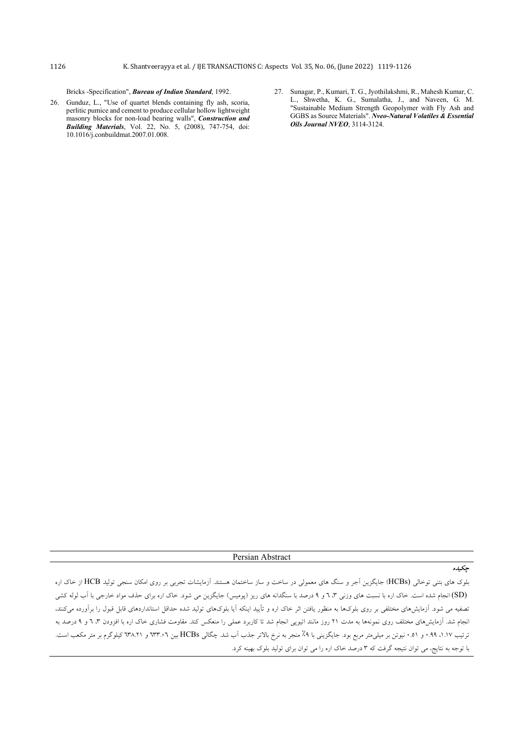Bricks -Specification", ***Bureau of Indian Standard***, 1992.

26. Gunduz, L., "Use of quartet blends containing fly ash, scoria, perlitic pumice and cement to produce cellular hollow lightweight masonry blocks for non-load bearing walls", ***Construction and Building Materials***, Vol. 22, No. 5, (2008), 747-754, doi: 10.1016/j.conbuildmat.2007.01.008.

27. Sunagar, P., Kumari, T. G., Jyothilakshmi, R., Mahesh Kumar, C. L., Shwetha, K. G., Sumalatha, J., and Naveen, G. M. "Sustainable Medium Strength Geopolymer with Fly Ash and GGBS as Source Materials". ***Nveo-Natural Volatiles & Essential Oils Journal NVEO***, 3114-3124.

## Persian Abstract

**چکیده**

بلوک های بتنی توخالی (HCBs) جایگزین آجر و سنگ های معمولی در ساخت و ساز ساختمان هستند. آزمایشات تجربی بر روی امکان سنجی تولید HCB از خاک اره (SD) انجام شده است. خاک اره با نسبت های وزنی ۳، ٦ و ۹ درصد با سنگدانه های ریز (پومیس) جایگزین می شود. خاک اره برای حذف مواد خارجی با آب لوله کشی تصفیه می شود. آزمایش‌های مختلفی بر روی بلوک‌ها به منظور یافتن اثر خاک اره و تأیید اینکه آیا بلوک‌های تولید شده حداقل استانداردهای قابل قبول را برآورده می‌کنند، انجام شد. آزمایش‌های مختلف روی نمونه‌ها به مدت ۲۱ روز مانند اتیوپی انجام شد تا کاربرد عملی را منعکس کند. مقاومت فشاری خاک اره با افزودن ۳، ٦ و ۹ درصد به ترتیب ۱.۱۷، ۰.۹۹ و ۰.۵۱ نیوتن بر میلی‌متر مربع بود. جایگزینی با ۹٪ منجر به نرخ بالاتر جذب آب شد. چگالی HCBs بین ٦۳۳.۰٦ و ٦۳۸.۲۱ کیلوگرم بر متر مکعب است. با توجه به نتایج، می توان نتیجه گرفت که ۳ درصد خاک اره را می توان برای تولید بلوک بهینه کرد.